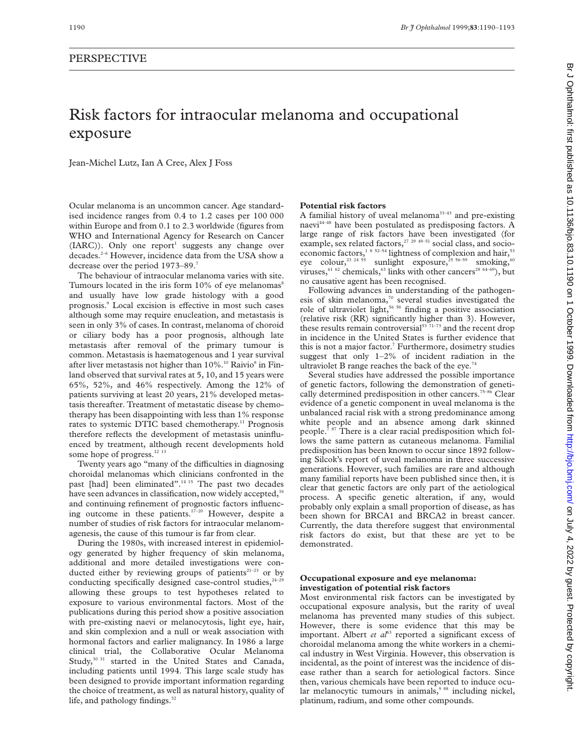PERSPECTIVE

# Risk factors for intraocular melanoma and occupational exposure

Jean-Michel Lutz, Ian A Cree, Alex J Foss

Ocular melanoma is an uncommon cancer. Age standardised incidence ranges from 0.4 to 1.2 cases per 100 000 within Europe and from 0.1 to 2.3 worldwide (figures from WHO and International Agency for Research on Cancer (IARC)). Only one report[1] suggests any change over decades.[2–6] However, incidence data from the USA show a decrease over the period 1973–89.[7]

The behaviour of intraocular melanoma varies with site. Tumours located in the iris form 10% of eye melanomas[8] and usually have low grade histology with a good prognosis.[9] Local excision is effective in most such cases although some may require enucleation, and metastasis is seen in only 3% of cases. In contrast, melanoma of choroid or ciliary body has a poor prognosis, although late metastasis after removal of the primary tumour is common. Metastasis is haematogenous and 1 year survival after liver metastasis not higher than 10%.[10] Raivio[8] in Finland observed that survival rates at 5, 10, and 15 years were 65%, 52%, and 46% respectively. Among the 12% of patients surviving at least 20 years, 21% developed metastasis thereafter. Treatment of metastatic disease by chemotherapy has been disappointing with less than 1% response rates to systemic DTIC based chemotherapy.[11] Prognosis therefore reflects the development of metastasis uninfluenced by treatment, although recent developments hold some hope of progress.[12 13]

Twenty years ago "many of the difficulties in diagnosing choroidal melanomas which clinicians confronted in the past [had] been eliminated".[14 15] The past two decades have seen advances in classification, now widely accepted,[16] and continuing refinement of prognostic factors influencing outcome in these patients.[17–20] However, despite a number of studies of risk factors for intraocular melanomagenesis, the cause of this tumour is far from clear.

During the 1980s, with increased interest in epidemiology generated by higher frequency of skin melanoma, additional and more detailed investigations were conducted either by reviewing groups of patients[21–23] or by conducting specifically designed case-control studies,[24–29] allowing these groups to test hypotheses related to exposure to various environmental factors. Most of the publications during this period show a positive association with pre-existing naevi or melanocytosis, light eye, hair, and skin complexion and a null or weak association with hormonal factors and earlier malignancy. In 1986 a large clinical trial, the Collaborative Ocular Melanoma Study,[30 31] started in the United States and Canada, including patients until 1994. This large scale study has been designed to provide important information regarding the choice of treatment, as well as natural history, quality of life, and pathology findings.[32]

## Potential risk factors

A familial history of uveal melanoma[33–43] and pre-existing naevi[44–48] have been postulated as predisposing factors. A large range of risk factors have been investigated (for example, sex related factors,[27 29 49–51] social class, and socioeconomic factors,[1 8 52–54] lightness of complexion and hair,[53] eye colour,[23 24 55] sunlight exposure,[25 56–59] smoking,[60] viruses,[61 62] chemicals,[63] links with other cancers[28 64–69]), but no causative agent has been recognised.

Following advances in understanding of the pathogenesis of skin melanoma,[70] several studies investigated the role of ultraviolet light,[56 58] finding a positive association (relative risk (RR) significantly higher than 3). However, these results remain controversial[53 71–73] and the recent drop in incidence in the United States is further evidence that this is not a major factor.[7] Furthermore, dosimetry studies suggest that only 1–2% of incident radiation in the ultraviolet B range reaches the back of the eye.[74]

Several studies have addressed the possible importance of genetic factors, following the demonstration of genetically determined predisposition in other cancers.[75–86] Clear evidence of a genetic component in uveal melanoma is the unbalanced racial risk with a strong predominance among white people and an absence among dark skinned people.[7 87] There is a clear racial predisposition which follows the same pattern as cutaneous melanoma. Familial predisposition has been known to occur since 1892 following Silcok's report of uveal melanoma in three successive generations. However, such families are rare and although many familial reports have been published since then, it is clear that genetic factors are only part of the aetiological process. A specific genetic alteration, if any, would probably only explain a small proportion of disease, as has been shown for BRCA1 and BRCA2 in breast cancer. Currently, the data therefore suggest that environmental risk factors do exist, but that these are yet to be demonstrated.

## Occupational exposure and eye melanoma: investigation of potential risk factors

Most environmental risk factors can be investigated by occupational exposure analysis, but the rarity of uveal melanoma has prevented many studies of this subject. However, there is some evidence that this may be important. Albert *et al*[63] reported a significant excess of choroidal melanoma among the white workers in a chemical industry in West Virginia. However, this observation is incidental, as the point of interest was the incidence of disease rather than a search for aetiological factors. Since then, various chemicals have been reported to induce ocular melanocytic tumours in animals,[9 88] including nickel, platinum, radium, and some other compounds.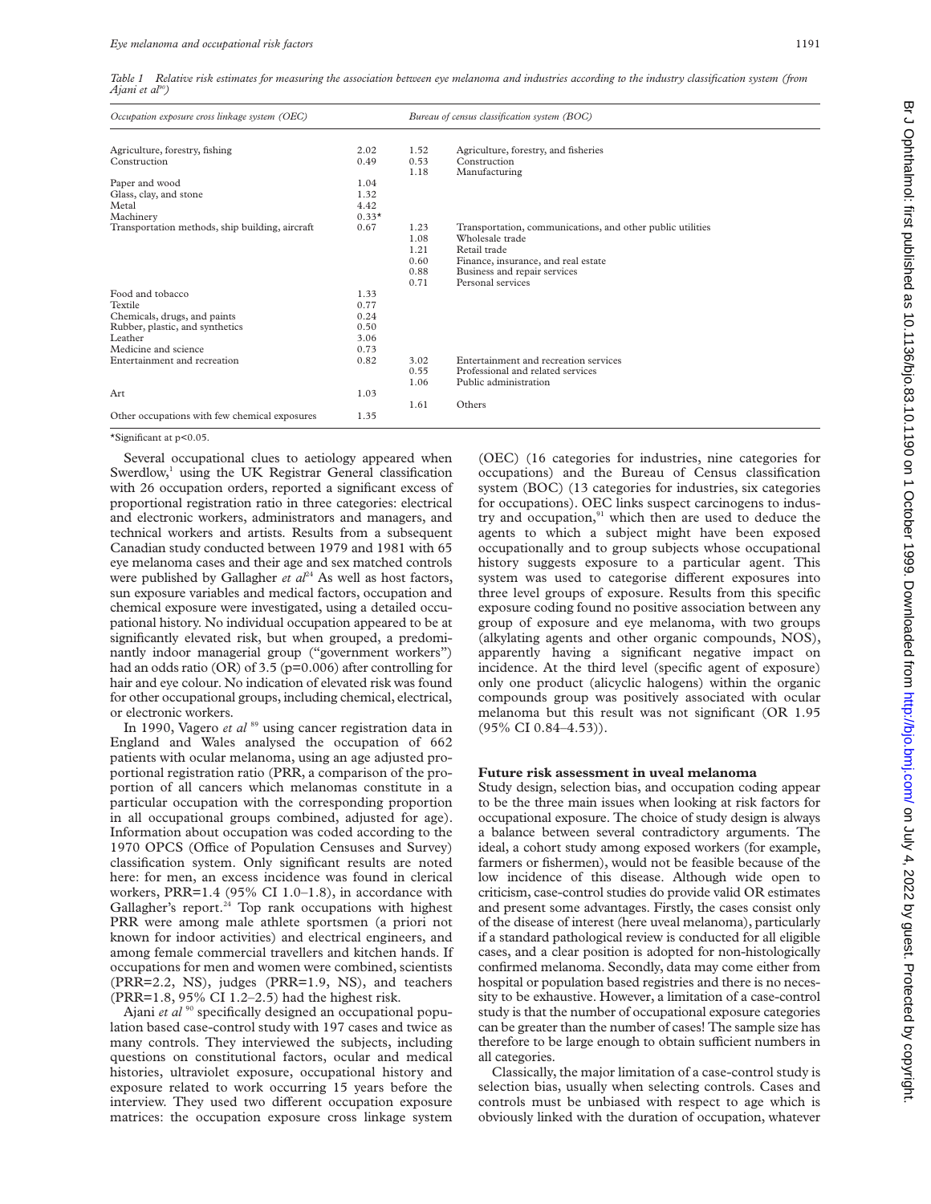*Table 1 Relative risk estimates for measuring the association between eye melanoma and industries according to the industry classification system (from Ajani et al[90])*

| Occupation exposure cross linkage system (OEC) | | Bureau of census classification system (BOC) | |
|---|---|---|---|
| Agriculture, forestry, fishing | 2.02 | 1.52 | Agriculture, forestry, and fisheries |
| Construction | 0.49 | 0.53 | Construction |
| | | 1.18 | Manufacturing |
| Paper and wood | 1.04 | | |
| Glass, clay, and stone | 1.32 | | |
| Metal | 4.42 | | |
| Machinery | 0.33* | | |
| Transportation methods, ship building, aircraft | 0.67 | 1.23 | Transportation, communications, and other public utilities |
| | | 1.08 | Wholesale trade |
| | | 1.21 | Retail trade |
| | | 0.60 | Finance, insurance, and real estate |
| | | 0.88 | Business and repair services |
| | | 0.71 | Personal services |
| Food and tobacco | 1.33 | | |
| Textile | 0.77 | | |
| Chemicals, drugs, and paints | 0.24 | | |
| Rubber, plastic, and synthetics | 0.50 | | |
| Leather | 3.06 | | |
| Medicine and science | 0.73 | | |
| Entertainment and recreation | 0.82 | 3.02 | Entertainment and recreation services |
| | | 0.55 | Professional and related services |
| | | 1.06 | Public administration |
| Art | 1.03 | | |
| | | 1.61 | Others |
| Other occupations with few chemical exposures | 1.35 | | |

*Significant at p<0.05.

Several occupational clues to aetiology appeared when Swerdlow,[1] using the UK Registrar General classification with 26 occupation orders, reported a significant excess of proportional registration ratio in three categories: electrical and electronic workers, administrators and managers, and technical workers and artists. Results from a subsequent Canadian study conducted between 1979 and 1981 with 65 eye melanoma cases and their age and sex matched controls were published by Gallagher *et al*[24] As well as host factors, sun exposure variables and medical factors, occupation and chemical exposure were investigated, using a detailed occupational history. No individual occupation appeared to be at significantly elevated risk, but when grouped, a predominantly indoor managerial group ("government workers") had an odds ratio (OR) of 3.5 (p=0.006) after controlling for hair and eye colour. No indication of elevated risk was found for other occupational groups, including chemical, electrical, or electronic workers.

In 1990, Vagero *et al*[89] using cancer registration data in England and Wales analysed the occupation of 662 patients with ocular melanoma, using an age adjusted proportional registration ratio (PRR, a comparison of the proportion of all cancers which melanomas constitute in a particular occupation with the corresponding proportion in all occupational groups combined, adjusted for age). Information about occupation was coded according to the 1970 OPCS (Office of Population Censuses and Survey) classification system. Only significant results are noted here: for men, an excess incidence was found in clerical workers, PRR=1.4 (95% CI 1.0–1.8), in accordance with Gallagher's report.[24] Top rank occupations with highest PRR were among male athlete sportsmen (a priori not known for indoor activities) and electrical engineers, and among female commercial travellers and kitchen hands. If occupations for men and women were combined, scientists (PRR=2.2, NS), judges (PRR=1.9, NS), and teachers (PRR=1.8, 95% CI 1.2–2.5) had the highest risk.

Ajani *et al*[90] specifically designed an occupational population based case-control study with 197 cases and twice as many controls. They interviewed the subjects, including questions on constitutional factors, ocular and medical histories, ultraviolet exposure, occupational history and exposure related to work occurring 15 years before the interview. They used two different occupation exposure matrices: the occupation exposure cross linkage system (OEC) (16 categories for industries, nine categories for occupations) and the Bureau of Census classification system (BOC) (13 categories for industries, six categories for occupations). OEC links suspect carcinogens to industry and occupation,[91] which then are used to deduce the agents to which a subject might have been exposed occupationally and to group subjects whose occupational history suggests exposure to a particular agent. This system was used to categorise different exposures into three level groups of exposure. Results from this specific exposure coding found no positive association between any group of exposure and eye melanoma, with two groups (alkylating agents and other organic compounds, NOS), apparently having a significant negative impact on incidence. At the third level (specific agent of exposure) only one product (alicyclic halogens) within the organic compounds group was positively associated with ocular melanoma but this result was not significant (OR 1.95 (95% CI 0.84–4.53)).

## Future risk assessment in uveal melanoma

Study design, selection bias, and occupation coding appear to be the three main issues when looking at risk factors for occupational exposure. The choice of study design is always a balance between several contradictory arguments. The ideal, a cohort study among exposed workers (for example, farmers or fishermen), would not be feasible because of the low incidence of this disease. Although wide open to criticism, case-control studies do provide valid OR estimates and present some advantages. Firstly, the cases consist only of the disease of interest (here uveal melanoma), particularly if a standard pathological review is conducted for all eligible cases, and a clear position is adopted for non-histologically confirmed melanoma. Secondly, data may come either from hospital or population based registries and there is no necessity to be exhaustive. However, a limitation of a case-control study is that the number of occupational exposure categories can be greater than the number of cases! The sample size has therefore to be large enough to obtain sufficient numbers in all categories.

Classically, the major limitation of a case-control study is selection bias, usually when selecting controls. Cases and controls must be unbiased with respect to age which is obviously linked with the duration of occupation, whatever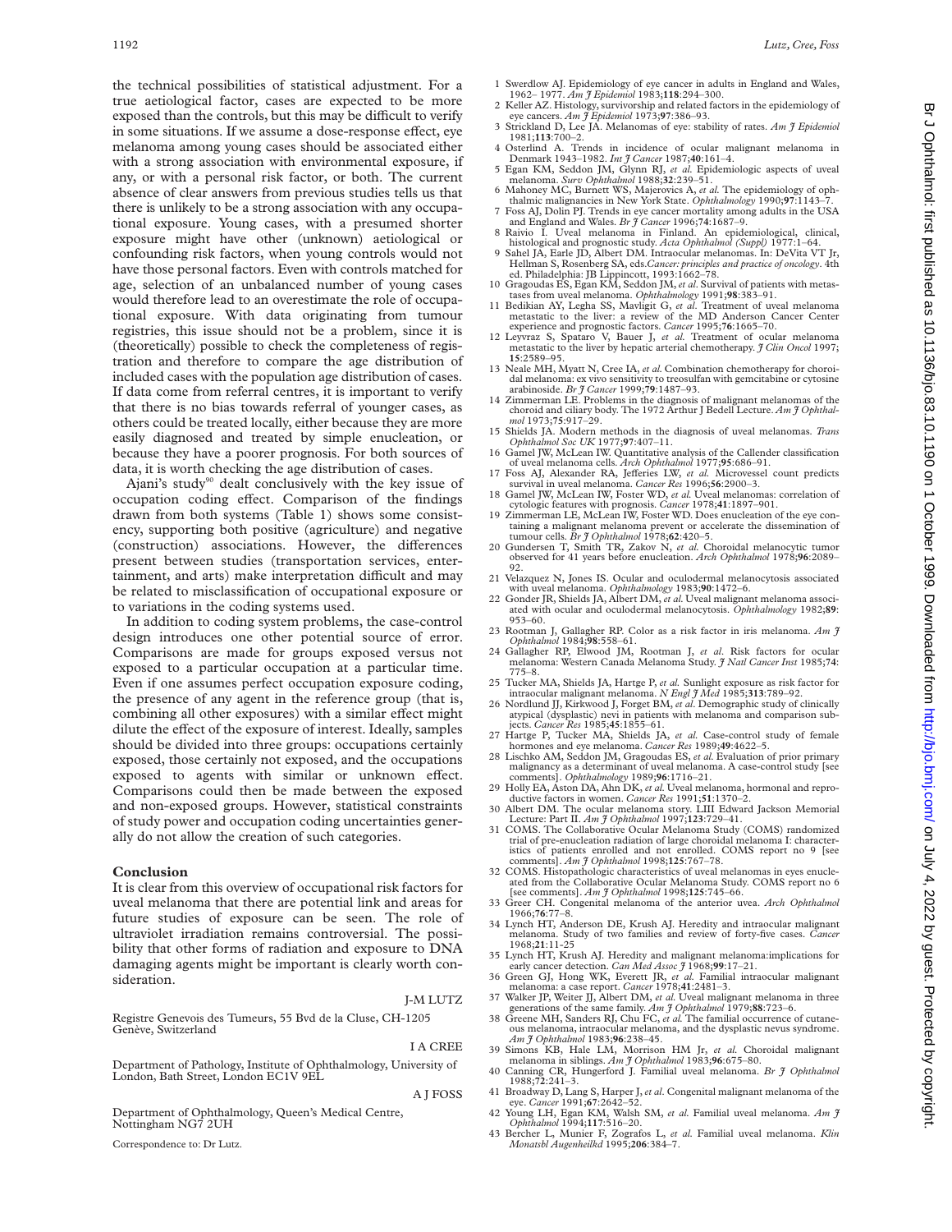the technical possibilities of statistical adjustment. For a true aetiological factor, cases are expected to be more exposed than the controls, but this may be difficult to verify in some situations. If we assume a dose-response effect, eye melanoma among young cases should be associated either with a strong association with environmental exposure, if any, or with a personal risk factor, or both. The current absence of clear answers from previous studies tells us that there is unlikely to be a strong association with any occupational exposure. Young cases, with a presumed shorter exposure might have other (unknown) aetiological or confounding risk factors, when young controls would not have those personal factors. Even with controls matched for age, selection of an unbalanced number of young cases would therefore lead to an overestimate the role of occupational exposure. With data originating from tumour registries, this issue should not be a problem, since it is (theoretically) possible to check the completeness of registration and therefore to compare the age distribution of included cases with the population age distribution of cases. If data come from referral centres, it is important to verify that there is no bias towards referral of younger cases, as others could be treated locally, either because they are more easily diagnosed and treated by simple enucleation, or because they have a poorer prognosis. For both sources of data, it is worth checking the age distribution of cases.

Ajani's study[90] dealt conclusively with the key issue of occupation coding effect. Comparison of the findings drawn from both systems (Table 1) shows some consistency, supporting both positive (agriculture) and negative (construction) associations. However, the differences present between studies (transportation services, entertainment, and arts) make interpretation difficult and may be related to misclassification of occupational exposure or to variations in the coding systems used.

In addition to coding system problems, the case-control design introduces one other potential source of error. Comparisons are made for groups exposed versus not exposed to a particular occupation at a particular time. Even if one assumes perfect occupation exposure coding, the presence of any agent in the reference group (that is, combining all other exposures) with a similar effect might dilute the effect of the exposure of interest. Ideally, samples should be divided into three groups: occupations certainly exposed, those certainly not exposed, and the occupations exposed to agents with similar or unknown effect. Comparisons could then be made between the exposed and non-exposed groups. However, statistical constraints of study power and occupation coding uncertainties generally do not allow the creation of such categories.

## Conclusion

It is clear from this overview of occupational risk factors for uveal melanoma that there are potential link and areas for future studies of exposure can be seen. The role of ultraviolet irradiation remains controversial. The possibility that other forms of radiation and exposure to DNA damaging agents might be important is clearly worth consideration.

J-M LUTZ

Registre Genevois des Tumeurs, 55 Bvd de la Cluse, CH-1205 Genève, Switzerland

I A CREE

Department of Pathology, Institute of Ophthalmology, University of London, Bath Street, London EC1V 9EL

A J FOSS

Department of Ophthalmology, Queen's Medical Centre, Nottingham NG7 2UH

Correspondence to: Dr Lutz.

1 Swerdlow AJ. Epidemiology of eye cancer in adults in England and Wales, 1962– 1977. *Am J Epidemiol* 1983;**118**:294–300.
2 Keller AZ. Histology, survivorship and related factors in the epidemiology of eye cancers. *Am J Epidemiol* 1973;**97**:386–93.
3 Strickland D, Lee JA. Melanomas of eye: stability of rates. *Am J Epidemiol* 1981;**113**:700–2.
4 Osterlind A. Trends in incidence of ocular malignant melanoma in Denmark 1943–1982. *Int J Cancer* 1987;**40**:161–4.
5 Egan KM, Seddon JM, Glynn RJ, *et al.* Epidemiologic aspects of uveal melanoma. *Surv Ophthalmol* 1988;**32**:239–51.
6 Mahoney MC, Burnett WS, Majerovics A, *et al.* The epidemiology of ophthalmic malignancies in New York State. *Ophthalmology* 1990;**97**:1143–7.
7 Foss AJ, Dolin PJ. Trends in eye cancer mortality among adults in the USA and England and Wales. *Br J Cancer* 1996;**74**:1687–9.
8 Raivio I. Uveal melanoma in Finland. An epidemiological, clinical, histological and prognostic study. *Acta Ophthalmol (Suppl)* 1977:1–64.
9 Sahel JA, Earle JD, Albert DM. Intraocular melanomas. In: DeVita VT Jr, Hellman S, Rosenberg SA, eds.*Cancer: principles and practice of oncology*. 4th ed. Philadelphia: JB Lippincott, 1993:1662–78.
10 Gragoudas ES, Egan KM, Seddon JM, *et al.* Survival of patients with metastases from uveal melanoma. *Ophthalmology* 1991;**98**:383–91.
11 Bedikian AY, Legha SS, Mavligit G, *et al.* Treatment of uveal melanoma metastatic to the liver: a review of the MD Anderson Cancer Center experience and prognostic factors. *Cancer* 1995;**76**:1665–70.
12 Leyvraz S, Spataro V, Bauer J, *et al.* Treatment of ocular melanoma metastatic to the liver by hepatic arterial chemotherapy. *J Clin Oncol* 1997; **15**:2589–95.
13 Neale MH, Myatt N, Cree IA, *et al.* Combination chemotherapy for choroidal melanoma: ex vivo sensitivity to treosulfan with gemcitabine or cytosine arabinoside. *Br J Cancer* 1999;**79**:1487–93.
14 Zimmerman LE. Problems in the diagnosis of malignant melanomas of the choroid and ciliary body. The 1972 Arthur J Bedell Lecture. *Am J Ophthalmol* 1973;**75**:917–29.
15 Shields JA. Modern methods in the diagnosis of uveal melanomas. *Trans Ophthalmol Soc UK* 1977;**97**:407–11.
16 Gamel JW, McLean IW. Quantitative analysis of the Callender classification of uveal melanoma cells. *Arch Ophthalmol* 1977;**95**:686–91.
17 Foss AJ, Alexander RA, Jefferies LW, *et al.* Microvessel count predicts survival in uveal melanoma. *Cancer Res* 1996;**56**:2900–3.
18 Gamel JW, McLean IW, Foster WD, *et al.* Uveal melanomas: correlation of cytologic features with prognosis. *Cancer* 1978;**41**:1897–901.
19 Zimmerman LE, McLean IW, Foster WD. Does enucleation of the eye containing a malignant melanoma prevent or accelerate the dissemination of tumour cells. *Br J Ophthalmol* 1978;**62**:420–5.
20 Gundersen T, Smith TR, Zakov N, *et al.* Choroidal melanocytic tumor observed for 41 years before enucleation. *Arch Ophthalmol* 1978;**96**:2089–92.
21 Velazquez N, Jones IS. Ocular and oculodermal melanocytosis associated with uveal melanoma. *Ophthalmology* 1983;**90**:1472–6.
22 Gonder JR, Shields JA, Albert DM, *et al.* Uveal malignant melanoma associated with ocular and oculodermal melanocytosis. *Ophthalmology* 1982;**89**: 953–60.
23 Rootman J, Gallagher RP. Color as a risk factor in iris melanoma. *Am J Ophthalmol* 1984;**98**:558–61.
24 Gallagher RP, Elwood JM, Rootman J, *et al.* Risk factors for ocular melanoma: Western Canada Melanoma Study. *J Natl Cancer Inst* 1985;**74**: 775–8.
25 Tucker MA, Shields JA, Hartge P, *et al.* Sunlight exposure as risk factor for intraocular malignant melanoma. *N Engl J Med* 1985;**313**:789–92.
26 Nordlund JJ, Kirkwood J, Forget BM, *et al.* Demographic study of clinically atypical (dysplastic) nevi in patients with melanoma and comparison subjects. *Cancer Res* 1985;**45**:1855–61.
27 Hartge P, Tucker MA, Shields JA, *et al.* Case-control study of female hormones and eye melanoma. *Cancer Res* 1989;**49**:4622–5.
28 Lischko AM, Seddon JM, Gragoudas ES, *et al.* Evaluation of prior primary malignancy as a determinant of uveal melanoma. A case-control study [see comments]. *Ophthalmology* 1989;**96**:1716–21.
29 Holly EA, Aston DA, Ahn DK, *et al.* Uveal melanoma, hormonal and reproductive factors in women. *Cancer Res* 1991;**51**:1370–2.
30 Albert DM. The ocular melanoma story. LIII Edward Jackson Memorial Lecture: Part II. *Am J Ophthalmol* 1997;**123**:729–41.
31 COMS. The Collaborative Ocular Melanoma Study (COMS) randomized trial of pre-enucleation radiation of large choroidal melanoma I: characteristics of patients enrolled and not enrolled. COMS report no 9 [see comments]. *Am J Ophthalmol* 1998;**125**:767–78.
32 COMS. Histopathologic characteristics of uveal melanomas in eyes enucleated from the Collaborative Ocular Melanoma Study. COMS report no 6 [see comments]. *Am J Ophthalmol* 1998;**125**:745–66.
33 Greer CH. Congenital melanoma of the anterior uvea. *Arch Ophthalmol* 1966;**76**:77–8.
34 Lynch HT, Anderson DE, Krush AJ. Heredity and intraocular malignant melanoma. Study of two families and review of forty-five cases. *Cancer* 1968;**21**:11-25
35 Lynch HT, Krush AJ. Heredity and malignant melanoma:implications for early cancer detection. *Can Med Assoc J* 1968;**99**:17–21.
36 Green GJ, Hong WK, Everett JR, *et al.* Familial intraocular malignant melanoma: a case report. *Cancer* 1978;**41**:2481–3.
37 Walker JP, Weiter JJ, Albert DM, *et al.* Uveal malignant melanoma in three generations of the same family. *Am J Ophthalmol* 1979;**88**:723–6.
38 Greene MH, Sanders RJ, Chu FC, *et al.* The familial occurrence of cutaneous melanoma, intraocular melanoma, and the dysplastic nevus syndrome. *Am J Ophthalmol* 1983;**96**:238–45.
39 Simons KB, Hale LM, Morrison HM Jr, *et al.* Choroidal malignant melanoma in siblings. *Am J Ophthalmol* 1983;**96**:675–80.
40 Canning CR, Hungerford J. Familial uveal melanoma. *Br J Ophthalmol* 1988;**72**:241–3.
41 Broadway D, Lang S, Harper J, *et al.* Congenital malignant melanoma of the eye. *Cancer* 1991;**67**:2642–52.
42 Young LH, Egan KM, Walsh SM, *et al.* Familial uveal melanoma. *Am J Ophthalmol* 1994;**117**:516–20.
43 Bercher L, Munier F, Zografos L, *et al.* Familial uveal melanoma. *Klin Monatsbl Augenheilkd* 1995;**206**:384–7.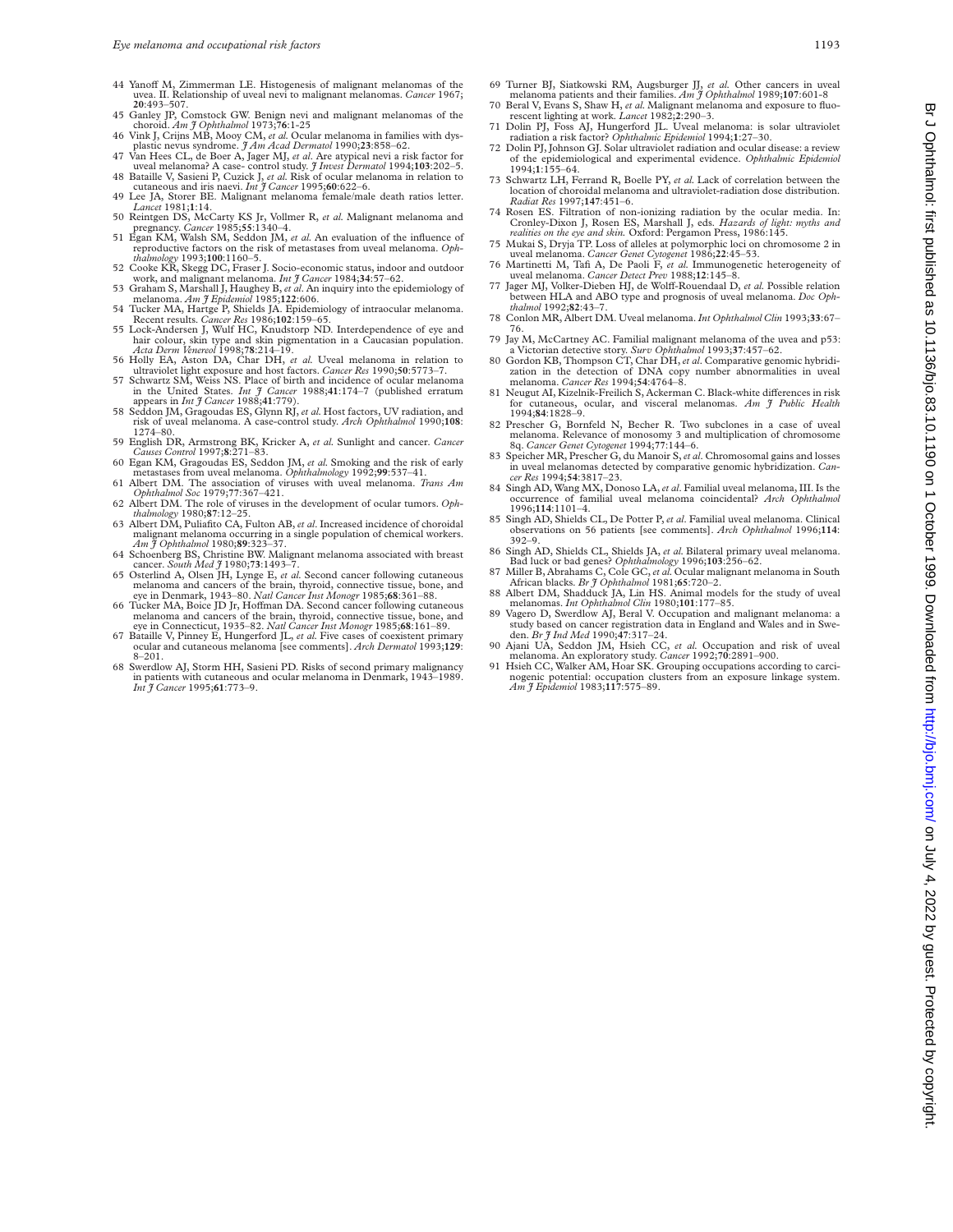44 Yanoff M, Zimmerman LE. Histogenesis of malignant melanomas of the uvea. II. Relationship of uveal nevi to malignant melanomas. *Cancer* 1967;**20**:493–507.

45 Ganley JP, Comstock GW. Benign nevi and malignant melanomas of the choroid. *Am J Ophthalmol* 1973;**76**:1-25

46 Vink J, Crijns MB, Mooy CM, *et al.* Ocular melanoma in families with dysplastic nevus syndrome. *J Am Acad Dermatol* 1990;**23**:858–62.

47 Van Hees CL, de Boer A, Jager MJ, *et al.* Are atypical nevi a risk factor for uveal melanoma? A case- control study. *J Invest Dermatol* 1994;**103**:202–5.

48 Bataille V, Sasieni P, Cuzick J, *et al.* Risk of ocular melanoma in relation to cutaneous and iris naevi. *Int J Cancer* 1995;**60**:622–6.

49 Lee JA, Storer BE. Malignant melanoma female/male death ratios letter. *Lancet* 1981;**1**:14.

50 Reintgen DS, McCarty KS Jr, Vollmer R, *et al.* Malignant melanoma and pregnancy. *Cancer* 1985;**55**:1340–4.

51 Egan KM, Walsh SM, Seddon JM, *et al.* An evaluation of the influence of reproductive factors on the risk of metastases from uveal melanoma. *Ophthalmology* 1993;**100**:1160–5.

52 Cooke KR, Skegg DC, Fraser J. Socio-economic status, indoor and outdoor work, and malignant melanoma. *Int J Cancer* 1984;**34**:57–62.

53 Graham S, Marshall J, Haughey B, *et al.* An inquiry into the epidemiology of melanoma. *Am J Epidemiol* 1985;**122**:606.

54 Tucker MA, Hartge P, Shields JA. Epidemiology of intraocular melanoma. Recent results. *Cancer Res* 1986;**102**:159–65.

55 Lock-Andersen J, Wulf HC, Knudstorp ND. Interdependence of eye and hair colour, skin type and skin pigmentation in a Caucasian population. *Acta Derm Venereol* 1998;**78**:214–19.

56 Holly EA, Aston DA, Char DH, *et al.* Uveal melanoma in relation to ultraviolet light exposure and host factors. *Cancer Res* 1990;**50**:5773–7.

57 Schwartz SM, Weiss NS. Place of birth and incidence of ocular melanoma in the United States. *Int J Cancer* 1988;**41**:174–7 (published erratum appears in *Int J Cancer* 1988;**41**:779).

58 Seddon JM, Gragoudas ES, Glynn RJ, *et al.* Host factors, UV radiation, and risk of uveal melanoma. A case-control study. *Arch Ophthalmol* 1990;**108**:1274–80.

59 English DR, Armstrong BK, Kricker A, *et al.* Sunlight and cancer. *Cancer Causes Control* 1997;**8**:271–83.

60 Egan KM, Gragoudas ES, Seddon JM, *et al.* Smoking and the risk of early metastases from uveal melanoma. *Ophthalmology* 1992;**99**:537–41.

61 Albert DM. The association of viruses with uveal melanoma. *Trans Am Ophthalmol Soc* 1979;**77**:367–421.

62 Albert DM. The role of viruses in the development of ocular tumors. *Ophthalmology* 1980;**87**:12–25.

63 Albert DM, Puliafito CA, Fulton AB, *et al.* Increased incidence of choroidal malignant melanoma occurring in a single population of chemical workers. *Am J Ophthalmol* 1980;**89**:323–37.

64 Schoenberg BS, Christine BW. Malignant melanoma associated with breast cancer. *South Med J* 1980;**73**:1493–7.

65 Osterlind A, Olsen JH, Lynge E, *et al.* Second cancer following cutaneous melanoma and cancers of the brain, thyroid, connective tissue, bone, and eye in Denmark, 1943–80. *Natl Cancer Inst Monogr* 1985;**68**:361–88.

66 Tucker MA, Boice JD Jr, Hoffman DA. Second cancer following cutaneous melanoma and cancers of the brain, thyroid, connective tissue, bone, and eye in Connecticut, 1935–82. *Natl Cancer Inst Monogr* 1985;**68**:161–89.

67 Bataille V, Pinney E, Hungerford JL, *et al.* Five cases of coexistent primary ocular and cutaneous melanoma [see comments]. *Arch Dermatol* 1993;**129**:8–201.

68 Swerdlow AJ, Storm HH, Sasieni PD. Risks of second primary malignancy in patients with cutaneous and ocular melanoma in Denmark, 1943–1989. *Int J Cancer* 1995;**61**:773–9.

69 Turner BJ, Siatkowski RM, Augsburger JJ, *et al.* Other cancers in uveal melanoma patients and their families. *Am J Ophthalmol* 1989;**107**:601-8

70 Beral V, Evans S, Shaw H, *et al.* Malignant melanoma and exposure to fluorescent lighting at work. *Lancet* 1982;**2**:290–3.

71 Dolin PJ, Foss AJ, Hungerford JL. Uveal melanoma: is solar ultraviolet radiation a risk factor? *Ophthalmic Epidemiol* 1994;**1**:27–30.

72 Dolin PJ, Johnson GJ. Solar ultraviolet radiation and ocular disease: a review of the epidemiological and experimental evidence. *Ophthalmic Epidemiol* 1994;**1**:155–64.

73 Schwartz LH, Ferrand R, Boelle PY, *et al.* Lack of correlation between the location of choroidal melanoma and ultraviolet-radiation dose distribution. *Radiat Res* 1997;**147**:451–6.

74 Rosen ES. Filtration of non-ionizing radiation by the ocular media. In: Cronley-Dixon J, Rosen ES, Marshall J, eds. *Hazards of light: myths and realities on the eye and skin.* Oxford: Pergamon Press, 1986:145.

75 Mukai S, Dryja TP. Loss of alleles at polymorphic loci on chromosome 2 in uveal melanoma. *Cancer Genet Cytogenet* 1986;**22**:45–53.

76 Martinetti M, Tafi A, De Paoli F, *et al.* Immunogenetic heterogeneity of uveal melanoma. *Cancer Detect Prev* 1988;**12**:145–8.

77 Jager MJ, Volker-Dieben HJ, de Wolff-Rouendaal D, *et al.* Possible relation between HLA and ABO type and prognosis of uveal melanoma. *Doc Ophthalmol* 1992;**82**:43–7.

78 Conlon MR, Albert DM. Uveal melanoma. *Int Ophthalmol Clin* 1993;**33**:67–76.

79 Jay M, McCartney AC. Familial malignant melanoma of the uvea and p53: a Victorian detective story. *Surv Ophthalmol* 1993;**37**:457–62.

80 Gordon KB, Thompson CT, Char DH, *et al.* Comparative genomic hybridization in the detection of DNA copy number abnormalities in uveal melanoma. *Cancer Res* 1994;**54**:4764–8.

81 Neugut AI, Kizelnik-Freilich S, Ackerman C. Black-white differences in risk for cutaneous, ocular, and visceral melanomas. *Am J Public Health* 1994;**84**:1828–9.

82 Prescher G, Bornfeld N, Becher R. Two subclones in a case of uveal melanoma. Relevance of monosomy 3 and multiplication of chromosome 8q. *Cancer Genet Cytogenet* 1994;**77**:144–6.

83 Speicher MR, Prescher G, du Manoir S, *et al.* Chromosomal gains and losses in uveal melanomas detected by comparative genomic hybridization. *Cancer Res* 1994;**54**:3817–23.

84 Singh AD, Wang MX, Donoso LA, *et al.* Familial uveal melanoma, III. Is the occurrence of familial uveal melanoma coincidental? *Arch Ophthalmol* 1996;**114**:1101–4.

85 Singh AD, Shields CL, De Potter P, *et al.* Familial uveal melanoma. Clinical observations on 56 patients [see comments]. *Arch Ophthalmol* 1996;**114**:392–9.

86 Singh AD, Shields CL, Shields JA, *et al.* Bilateral primary uveal melanoma. Bad luck or bad genes? *Ophthalmology* 1996;**103**:256–62.

87 Miller B, Abrahams C, Cole GC, *et al.* Ocular malignant melanoma in South African blacks. *Br J Ophthalmol* 1981;**65**:720–2.

88 Albert DM, Shadduck JA, Lin HS. Animal models for the study of uveal melanomas. *Int Ophthalmol Clin* 1980;**101**:177–85.

89 Vagero D, Swerdlow AJ, Beral V. Occupation and malignant melanoma: a study based on cancer registration data in England and Wales and in Sweden. *Br J Ind Med* 1990;**47**:317–24.

90 Ajani UA, Seddon JM, Hsieh CC, *et al.* Occupation and risk of uveal melanoma. An exploratory study. *Cancer* 1992;**70**:2891–900.

91 Hsieh CC, Walker AM, Hoar SK. Grouping occupations according to carcinogenic potential: occupation clusters from an exposure linkage system. *Am J Epidemiol* 1983;**117**:575–89.